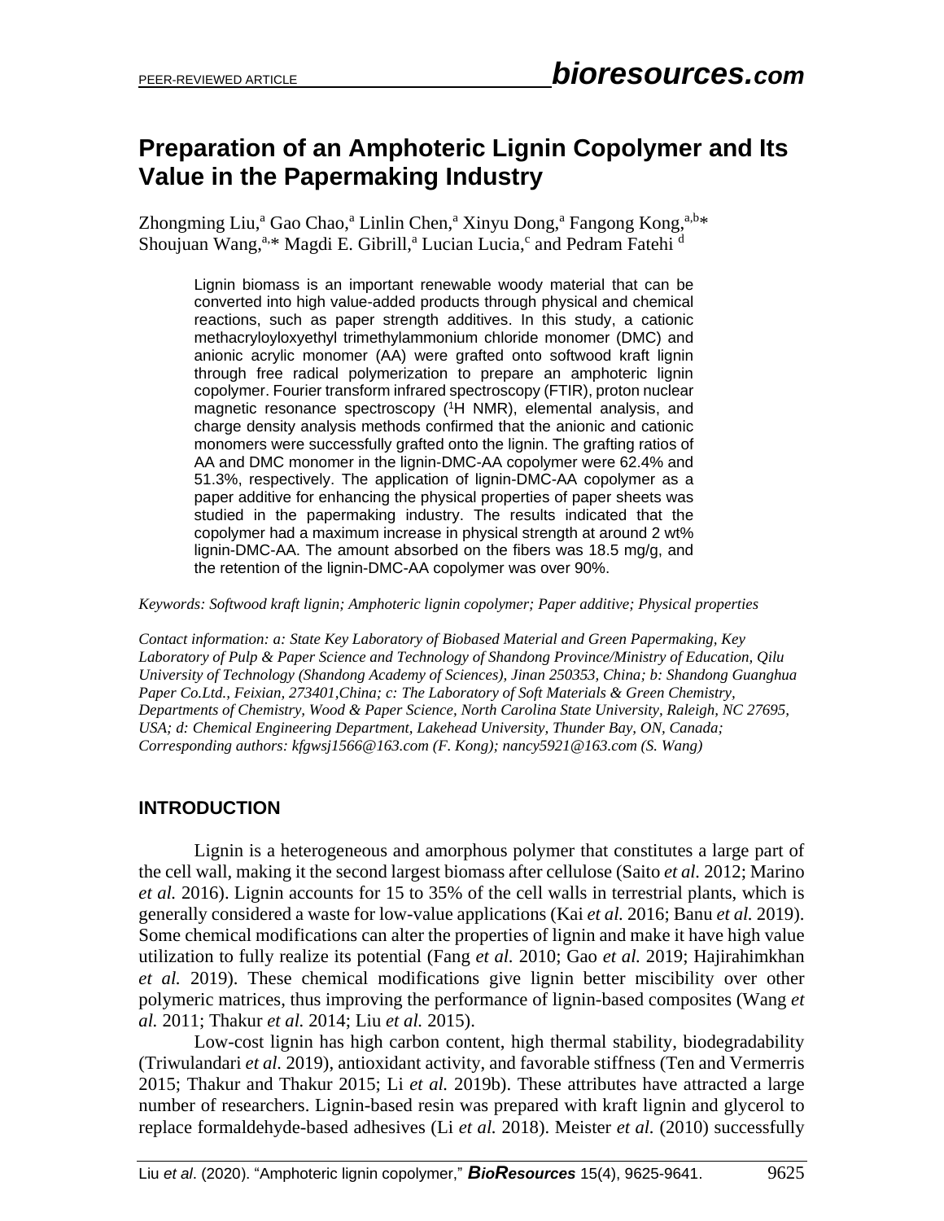# Preparation of an Amphoteric Lignin Copolymer and Its Value in the Papermaking Industry

Zhongming Liu,[a] Gao Chao,[a] Linlin Chen,[a] Xinyu Dong,[a] Fangong Kong,[a,b]* Shoujuan Wang,[a,]* Magdi E. Gibrill,[a] Lucian Lucia,[c] and Pedram Fatehi [d]

> Lignin biomass is an important renewable woody material that can be converted into high value-added products through physical and chemical reactions, such as paper strength additives. In this study, a cationic methacryloyloxyethyl trimethylammonium chloride monomer (DMC) and anionic acrylic monomer (AA) were grafted onto softwood kraft lignin through free radical polymerization to prepare an amphoteric lignin copolymer. Fourier transform infrared spectroscopy (FTIR), proton nuclear magnetic resonance spectroscopy ($^1$H NMR), elemental analysis, and charge density analysis methods confirmed that the anionic and cationic monomers were successfully grafted onto the lignin. The grafting ratios of AA and DMC monomer in the lignin-DMC-AA copolymer were 62.4% and 51.3%, respectively. The application of lignin-DMC-AA copolymer as a paper additive for enhancing the physical properties of paper sheets was studied in the papermaking industry. The results indicated that the copolymer had a maximum increase in physical strength at around 2 wt% lignin-DMC-AA. The amount absorbed on the fibers was 18.5 mg/g, and the retention of the lignin-DMC-AA copolymer was over 90%.

*Keywords: Softwood kraft lignin; Amphoteric lignin copolymer; Paper additive; Physical properties*

*Contact information: a: State Key Laboratory of Biobased Material and Green Papermaking, Key Laboratory of Pulp & Paper Science and Technology of Shandong Province/Ministry of Education, Qilu University of Technology (Shandong Academy of Sciences), Jinan 250353, China; b: Shandong Guanghua Paper Co.Ltd., Feixian, 273401,China; c: The Laboratory of Soft Materials & Green Chemistry, Departments of Chemistry, Wood & Paper Science, North Carolina State University, Raleigh, NC 27695, USA; d: Chemical Engineering Department, Lakehead University, Thunder Bay, ON, Canada; Corresponding authors: kfgwsj1566@163.com (F. Kong); nancy5921@163.com (S. Wang)*

## INTRODUCTION

Lignin is a heterogeneous and amorphous polymer that constitutes a large part of the cell wall, making it the second largest biomass after cellulose (Saito *et al.* 2012; Marino *et al.* 2016). Lignin accounts for 15 to 35% of the cell walls in terrestrial plants, which is generally considered a waste for low-value applications (Kai *et al.* 2016; Banu *et al.* 2019). Some chemical modifications can alter the properties of lignin and make it have high value utilization to fully realize its potential (Fang *et al.* 2010; Gao *et al.* 2019; Hajirahimkhan *et al.* 2019). These chemical modifications give lignin better miscibility over other polymeric matrices, thus improving the performance of lignin-based composites (Wang *et al.* 2011; Thakur *et al.* 2014; Liu *et al.* 2015).

Low-cost lignin has high carbon content, high thermal stability, biodegradability (Triwulandari *et al.* 2019), antioxidant activity, and favorable stiffness (Ten and Vermerris 2015; Thakur and Thakur 2015; Li *et al.* 2019b). These attributes have attracted a large number of researchers. Lignin-based resin was prepared with kraft lignin and glycerol to replace formaldehyde-based adhesives (Li *et al.* 2018). Meister *et al.* (2010) successfully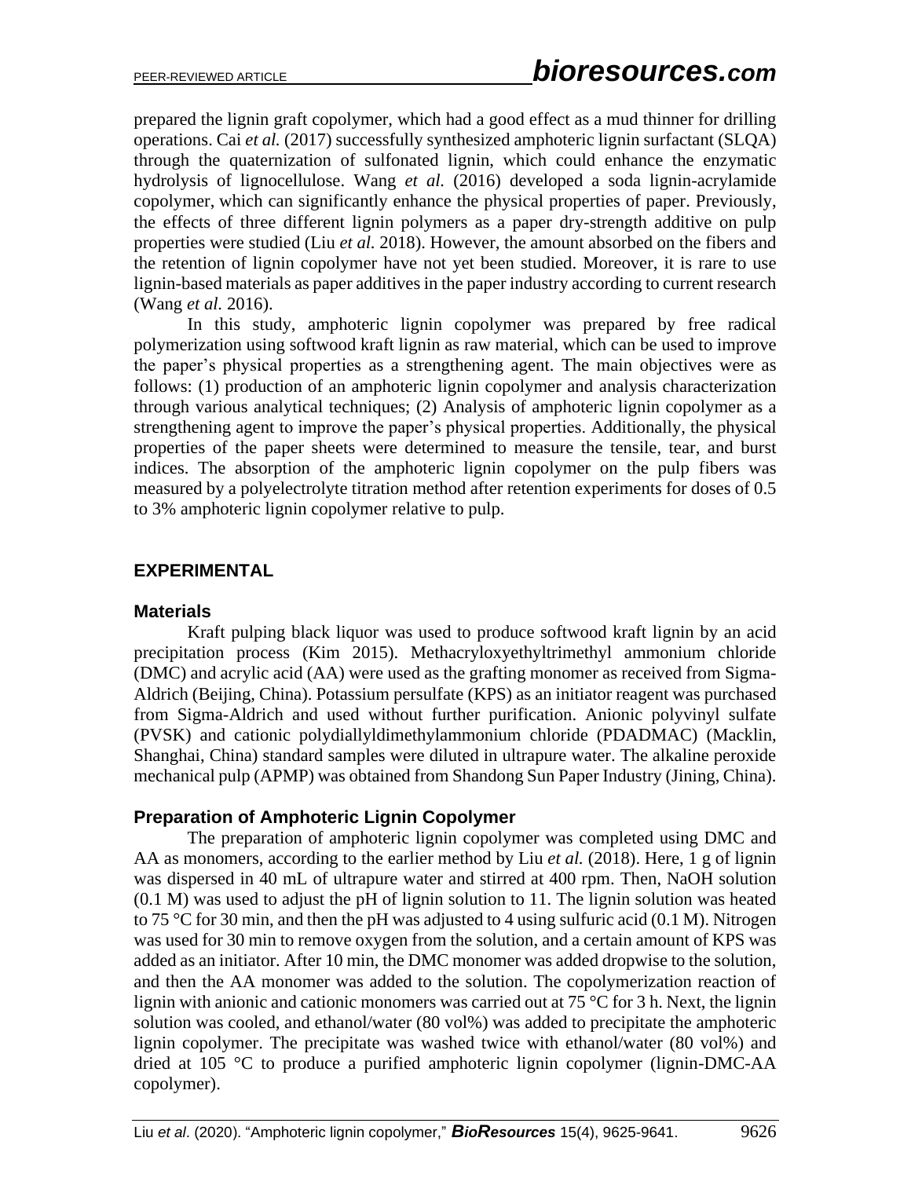prepared the lignin graft copolymer, which had a good effect as a mud thinner for drilling operations. Cai *et al.* (2017) successfully synthesized amphoteric lignin surfactant (SLQA) through the quaternization of sulfonated lignin, which could enhance the enzymatic hydrolysis of lignocellulose. Wang *et al.* (2016) developed a soda lignin-acrylamide copolymer, which can significantly enhance the physical properties of paper. Previously, the effects of three different lignin polymers as a paper dry-strength additive on pulp properties were studied (Liu *et al.* 2018). However, the amount absorbed on the fibers and the retention of lignin copolymer have not yet been studied. Moreover, it is rare to use lignin-based materials as paper additives in the paper industry according to current research (Wang *et al.* 2016).

In this study, amphoteric lignin copolymer was prepared by free radical polymerization using softwood kraft lignin as raw material, which can be used to improve the paper's physical properties as a strengthening agent. The main objectives were as follows: (1) production of an amphoteric lignin copolymer and analysis characterization through various analytical techniques; (2) Analysis of amphoteric lignin copolymer as a strengthening agent to improve the paper's physical properties. Additionally, the physical properties of the paper sheets were determined to measure the tensile, tear, and burst indices. The absorption of the amphoteric lignin copolymer on the pulp fibers was measured by a polyelectrolyte titration method after retention experiments for doses of 0.5 to 3% amphoteric lignin copolymer relative to pulp.

## EXPERIMENTAL

### Materials

Kraft pulping black liquor was used to produce softwood kraft lignin by an acid precipitation process (Kim 2015). Methacryloxyethyltrimethyl ammonium chloride (DMC) and acrylic acid (AA) were used as the grafting monomer as received from Sigma-Aldrich (Beijing, China). Potassium persulfate (KPS) as an initiator reagent was purchased from Sigma-Aldrich and used without further purification. Anionic polyvinyl sulfate (PVSK) and cationic polydiallyldimethylammonium chloride (PDADMAC) (Macklin, Shanghai, China) standard samples were diluted in ultrapure water. The alkaline peroxide mechanical pulp (APMP) was obtained from Shandong Sun Paper Industry (Jining, China).

### Preparation of Amphoteric Lignin Copolymer

The preparation of amphoteric lignin copolymer was completed using DMC and AA as monomers, according to the earlier method by Liu *et al.* (2018). Here, 1 g of lignin was dispersed in 40 mL of ultrapure water and stirred at 400 rpm. Then, NaOH solution (0.1 M) was used to adjust the pH of lignin solution to 11. The lignin solution was heated to 75 °C for 30 min, and then the pH was adjusted to 4 using sulfuric acid (0.1 M). Nitrogen was used for 30 min to remove oxygen from the solution, and a certain amount of KPS was added as an initiator. After 10 min, the DMC monomer was added dropwise to the solution, and then the AA monomer was added to the solution. The copolymerization reaction of lignin with anionic and cationic monomers was carried out at 75 °C for 3 h. Next, the lignin solution was cooled, and ethanol/water (80 vol%) was added to precipitate the amphoteric lignin copolymer. The precipitate was washed twice with ethanol/water (80 vol%) and dried at 105 °C to produce a purified amphoteric lignin copolymer (lignin-DMC-AA copolymer).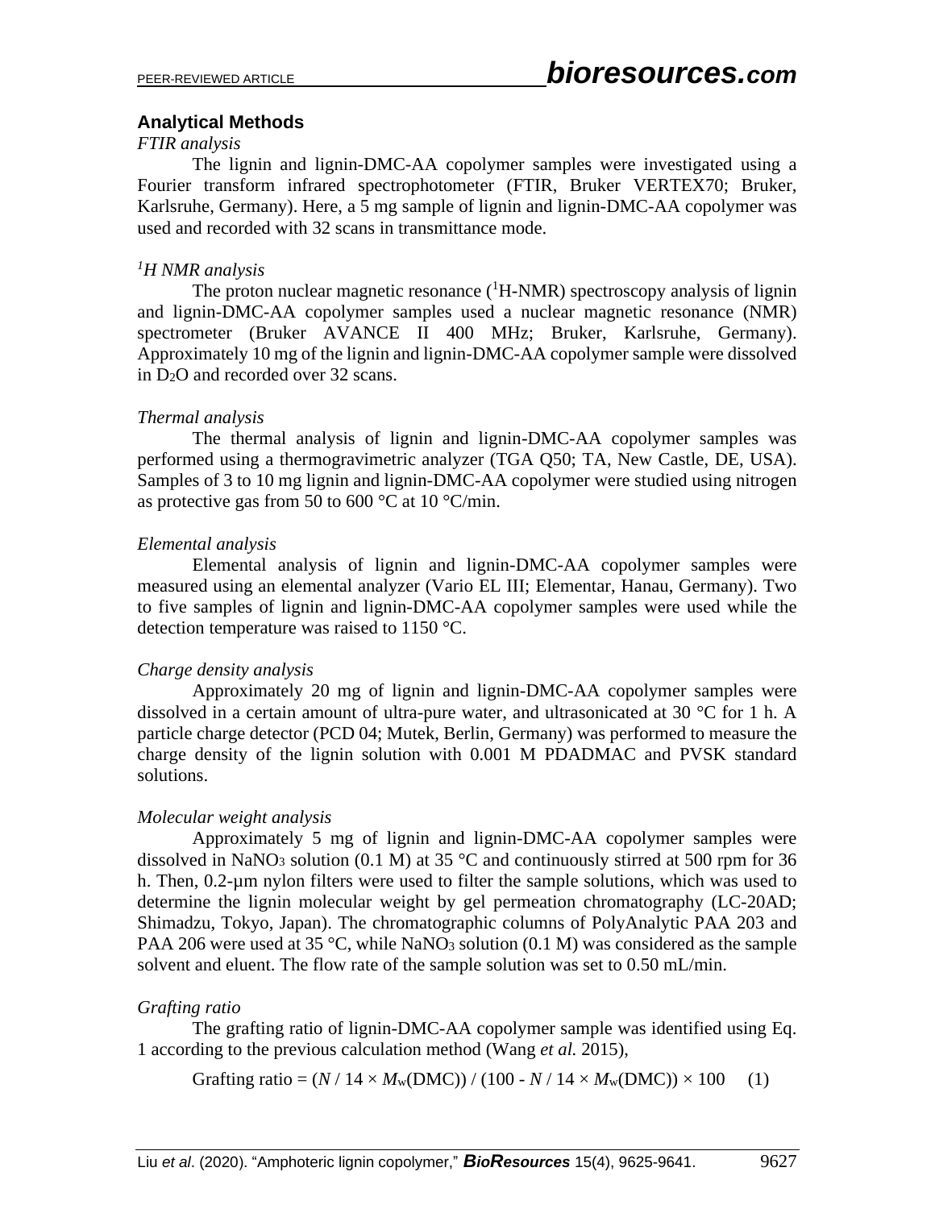## Analytical Methods

*FTIR analysis*

The lignin and lignin-DMC-AA copolymer samples were investigated using a Fourier transform infrared spectrophotometer (FTIR, Bruker VERTEX70; Bruker, Karlsruhe, Germany). Here, a 5 mg sample of lignin and lignin-DMC-AA copolymer was used and recorded with 32 scans in transmittance mode.

*$^1$H NMR analysis*

The proton nuclear magnetic resonance ($^1$H-NMR) spectroscopy analysis of lignin and lignin-DMC-AA copolymer samples used a nuclear magnetic resonance (NMR) spectrometer (Bruker AVANCE II 400 MHz; Bruker, Karlsruhe, Germany). Approximately 10 mg of the lignin and lignin-DMC-AA copolymer sample were dissolved in $D_2O$ and recorded over 32 scans.

*Thermal analysis*

The thermal analysis of lignin and lignin-DMC-AA copolymer samples was performed using a thermogravimetric analyzer (TGA Q50; TA, New Castle, DE, USA). Samples of 3 to 10 mg lignin and lignin-DMC-AA copolymer were studied using nitrogen as protective gas from 50 to 600 °C at 10 °C/min.

*Elemental analysis*

Elemental analysis of lignin and lignin-DMC-AA copolymer samples were measured using an elemental analyzer (Vario EL III; Elementar, Hanau, Germany). Two to five samples of lignin and lignin-DMC-AA copolymer samples were used while the detection temperature was raised to 1150 °C.

*Charge density analysis*

Approximately 20 mg of lignin and lignin-DMC-AA copolymer samples were dissolved in a certain amount of ultra-pure water, and ultrasonicated at 30 °C for 1 h. A particle charge detector (PCD 04; Mutek, Berlin, Germany) was performed to measure the charge density of the lignin solution with 0.001 M PDADMAC and PVSK standard solutions.

*Molecular weight analysis*

Approximately 5 mg of lignin and lignin-DMC-AA copolymer samples were dissolved in $NaNO_3$ solution (0.1 M) at 35 °C and continuously stirred at 500 rpm for 36 h. Then, 0.2-µm nylon filters were used to filter the sample solutions, which was used to determine the lignin molecular weight by gel permeation chromatography (LC-20AD; Shimadzu, Tokyo, Japan). The chromatographic columns of PolyAnalytic PAA 203 and PAA 206 were used at 35 °C, while $NaNO_3$ solution (0.1 M) was considered as the sample solvent and eluent. The flow rate of the sample solution was set to 0.50 mL/min.

*Grafting ratio*

The grafting ratio of lignin-DMC-AA copolymer sample was identified using Eq. 1 according to the previous calculation method (Wang *et al.* 2015),

$$\text{Grafting ratio} = (N / 14 \times M_w(\text{DMC})) / (100 - N / 14 \times M_w(\text{DMC})) \times 100 \quad (1)$$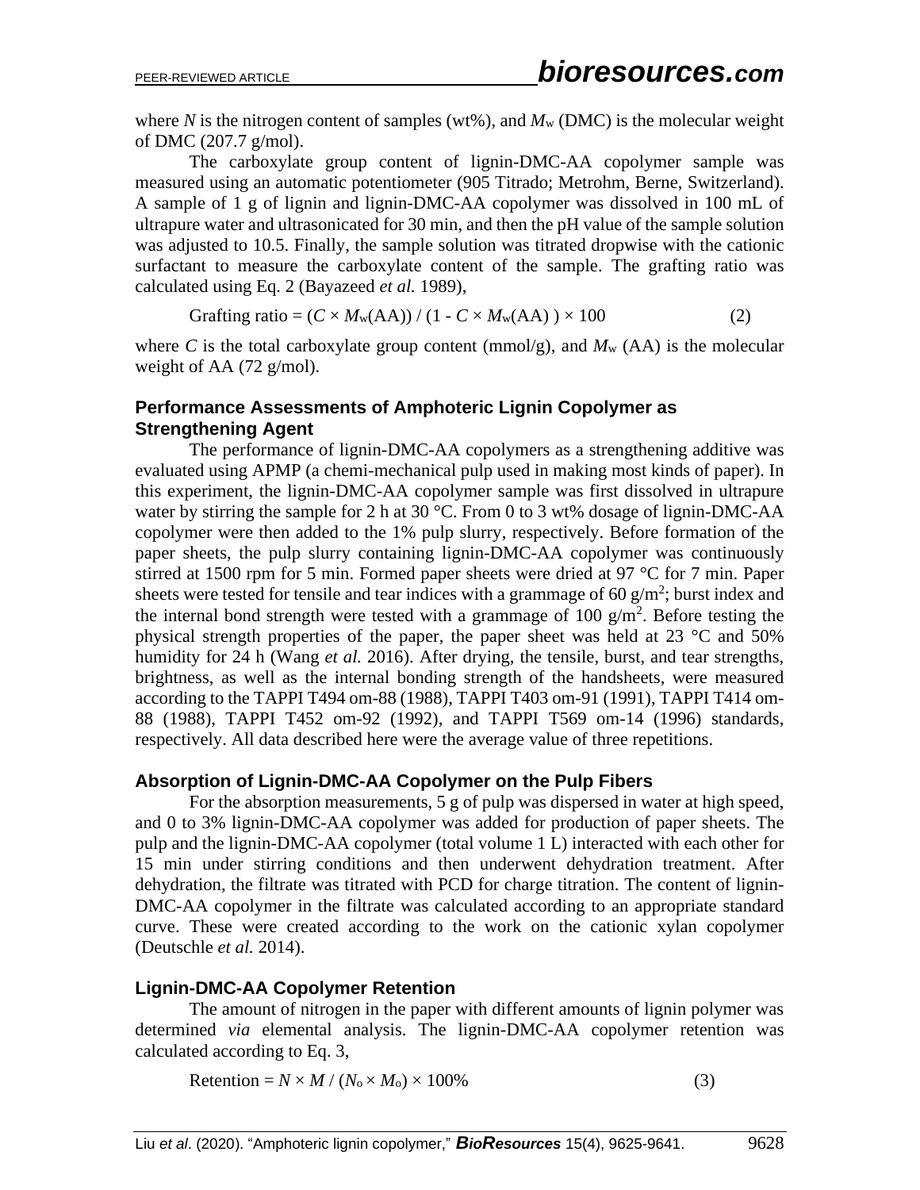where $N$ is the nitrogen content of samples (wt%), and $M_w$ (DMC) is the molecular weight of DMC (207.7 g/mol).

The carboxylate group content of lignin-DMC-AA copolymer sample was measured using an automatic potentiometer (905 Titrado; Metrohm, Berne, Switzerland). A sample of 1 g of lignin and lignin-DMC-AA copolymer was dissolved in 100 mL of ultrapure water and ultrasonicated for 30 min, and then the pH value of the sample solution was adjusted to 10.5. Finally, the sample solution was titrated dropwise with the cationic surfactant to measure the carboxylate content of the sample. The grafting ratio was calculated using Eq. 2 (Bayazeed *et al.* 1989),

$$\text{Grafting ratio} = (C \times M_w(\text{AA})) / (1 - C \times M_w(\text{AA})) \times 100 \tag{2}$$

where $C$ is the total carboxylate group content (mmol/g), and $M_w$ (AA) is the molecular weight of AA (72 g/mol).

### Performance Assessments of Amphoteric Lignin Copolymer as Strengthening Agent

The performance of lignin-DMC-AA copolymers as a strengthening additive was evaluated using APMP (a chemi-mechanical pulp used in making most kinds of paper). In this experiment, the lignin-DMC-AA copolymer sample was first dissolved in ultrapure water by stirring the sample for 2 h at 30 °C. From 0 to 3 wt% dosage of lignin-DMC-AA copolymer were then added to the 1% pulp slurry, respectively. Before formation of the paper sheets, the pulp slurry containing lignin-DMC-AA copolymer was continuously stirred at 1500 rpm for 5 min. Formed paper sheets were dried at 97 °C for 7 min. Paper sheets were tested for tensile and tear indices with a grammage of 60 g/m$^2$; burst index and the internal bond strength were tested with a grammage of 100 g/m$^2$. Before testing the physical strength properties of the paper, the paper sheet was held at 23 °C and 50% humidity for 24 h (Wang *et al.* 2016). After drying, the tensile, burst, and tear strengths, brightness, as well as the internal bonding strength of the handsheets, were measured according to the TAPPI T494 om-88 (1988), TAPPI T403 om-91 (1991), TAPPI T414 om-88 (1988), TAPPI T452 om-92 (1992), and TAPPI T569 om-14 (1996) standards, respectively. All data described here were the average value of three repetitions.

### Absorption of Lignin-DMC-AA Copolymer on the Pulp Fibers

For the absorption measurements, 5 g of pulp was dispersed in water at high speed, and 0 to 3% lignin-DMC-AA copolymer was added for production of paper sheets. The pulp and the lignin-DMC-AA copolymer (total volume 1 L) interacted with each other for 15 min under stirring conditions and then underwent dehydration treatment. After dehydration, the filtrate was titrated with PCD for charge titration. The content of lignin-DMC-AA copolymer in the filtrate was calculated according to an appropriate standard curve. These were created according to the work on the cationic xylan copolymer (Deutschle *et al.* 2014).

### Lignin-DMC-AA Copolymer Retention

The amount of nitrogen in the paper with different amounts of lignin polymer was determined *via* elemental analysis. The lignin-DMC-AA copolymer retention was calculated according to Eq. 3,

$$\text{Retention} = N \times M / (N_o \times M_o) \times 100\% \tag{3}$$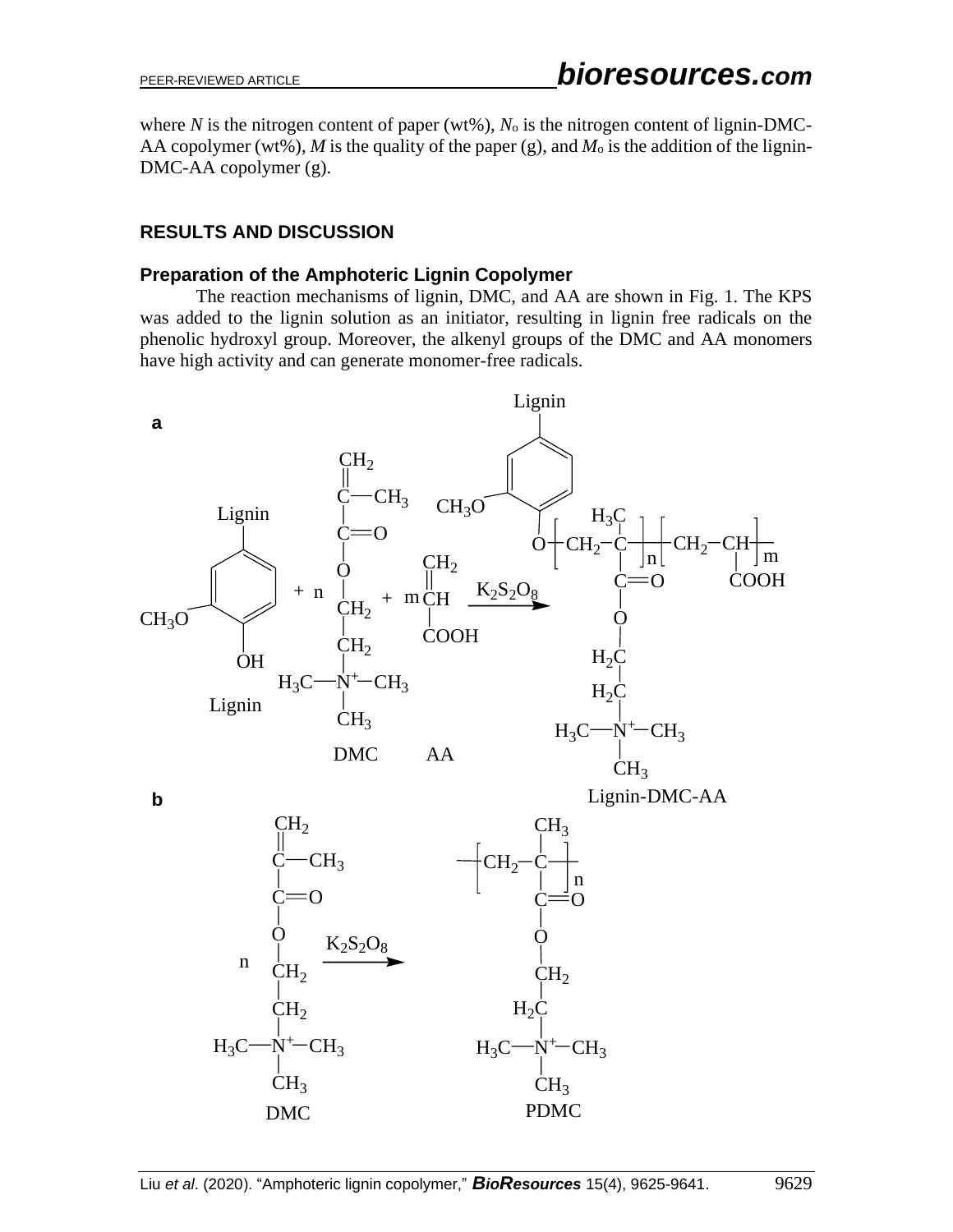where $N$ is the nitrogen content of paper (wt%), $N_o$ is the nitrogen content of lignin-DMC-AA copolymer (wt%), $M$ is the quality of the paper (g), and $M_o$ is the addition of the lignin-DMC-AA copolymer (g).

## RESULTS AND DISCUSSION

### Preparation of the Amphoteric Lignin Copolymer

The reaction mechanisms of lignin, DMC, and AA are shown in Fig. 1. The KPS was added to the lignin solution as an initiator, resulting in lignin free radicals on the phenolic hydroxyl group. Moreover, the alkenyl groups of the DMC and AA monomers have high activity and can generate monomer-free radicals.

**a**

Lignin + n DMC + m AA $\xrightarrow{K_2S_2O_8}$ Lignin-DMC-AA

**b**

n DMC $\xrightarrow{K_2S_2O_8}$ PDMC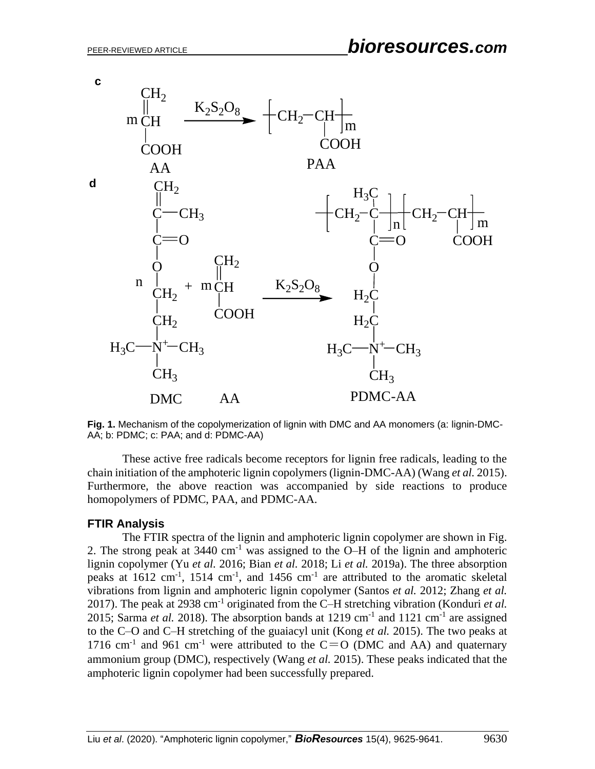**Fig. 1.** Mechanism of the copolymerization of lignin with DMC and AA monomers (a: lignin-DMC-AA; b: PDMC; c: PAA; and d: PDMC-AA)

These active free radicals become receptors for lignin free radicals, leading to the chain initiation of the amphoteric lignin copolymers (lignin-DMC-AA) (Wang *et al.* 2015). Furthermore, the above reaction was accompanied by side reactions to produce homopolymers of PDMC, PAA, and PDMC-AA.

### FTIR Analysis

The FTIR spectra of the lignin and amphoteric lignin copolymer are shown in Fig. 2. The strong peak at 3440 $cm^{-1}$ was assigned to the O–H of the lignin and amphoteric lignin copolymer (Yu *et al.* 2016; Bian *et al.* 2018; Li *et al.* 2019a). The three absorption peaks at 1612 $cm^{-1}$, 1514 $cm^{-1}$, and 1456 $cm^{-1}$ are attributed to the aromatic skeletal vibrations from lignin and amphoteric lignin copolymer (Santos *et al.* 2012; Zhang *et al.* 2017). The peak at 2938 $cm^{-1}$ originated from the C–H stretching vibration (Konduri *et al.* 2015; Sarma *et al.* 2018). The absorption bands at 1219 $cm^{-1}$ and 1121 $cm^{-1}$ are assigned to the C–O and C–H stretching of the guaiacyl unit (Kong *et al.* 2015). The two peaks at 1716 $cm^{-1}$ and 961 $cm^{-1}$ were attributed to the C=O (DMC and AA) and quaternary ammonium group (DMC), respectively (Wang *et al.* 2015). These peaks indicated that the amphoteric lignin copolymer had been successfully prepared.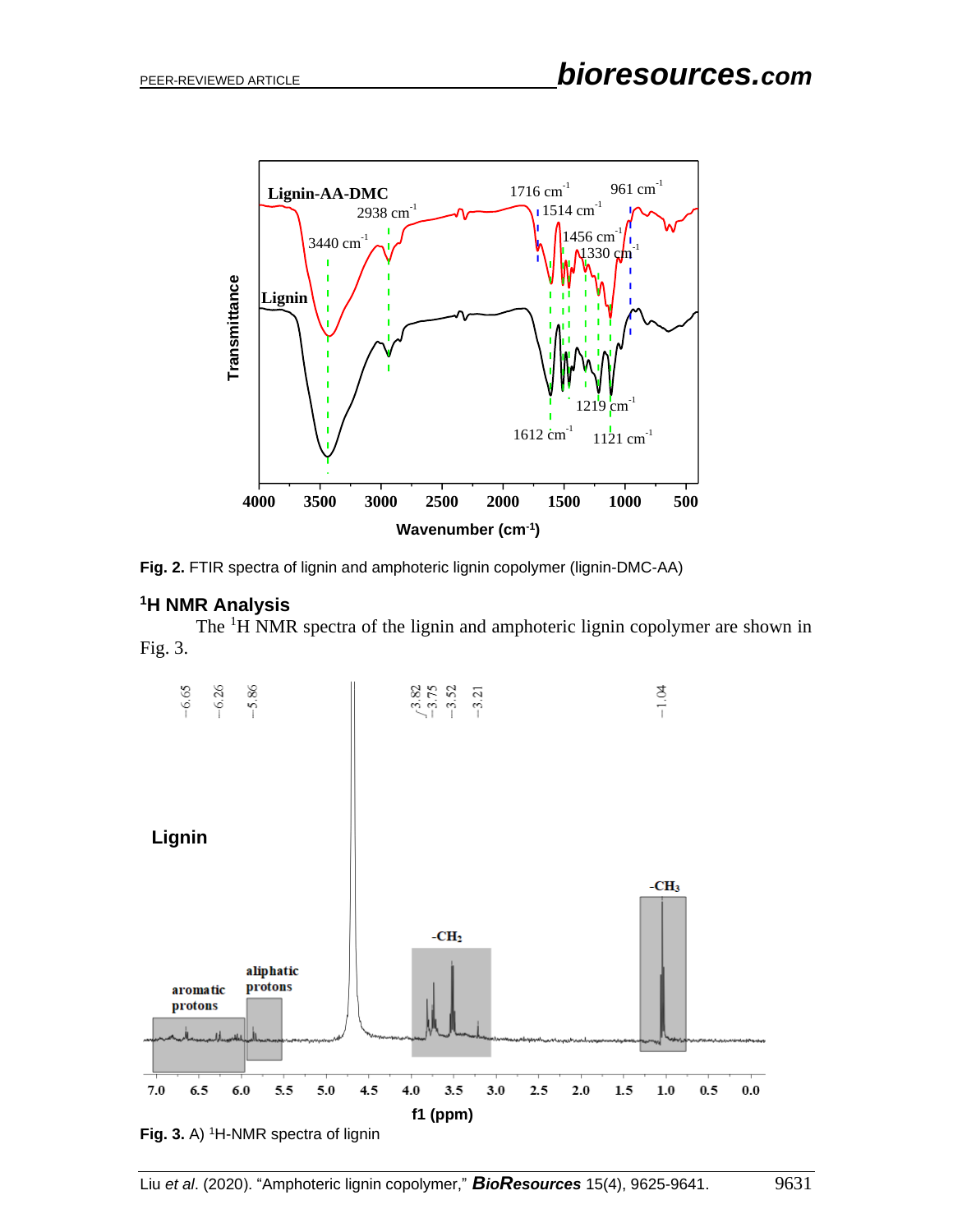**Fig. 2.** FTIR spectra of lignin and amphoteric lignin copolymer (lignin-DMC-AA)

### $^1$H NMR Analysis

The $^1$H NMR spectra of the lignin and amphoteric lignin copolymer are shown in Fig. 3.

**Fig. 3.** A) $^1$H-NMR spectra of lignin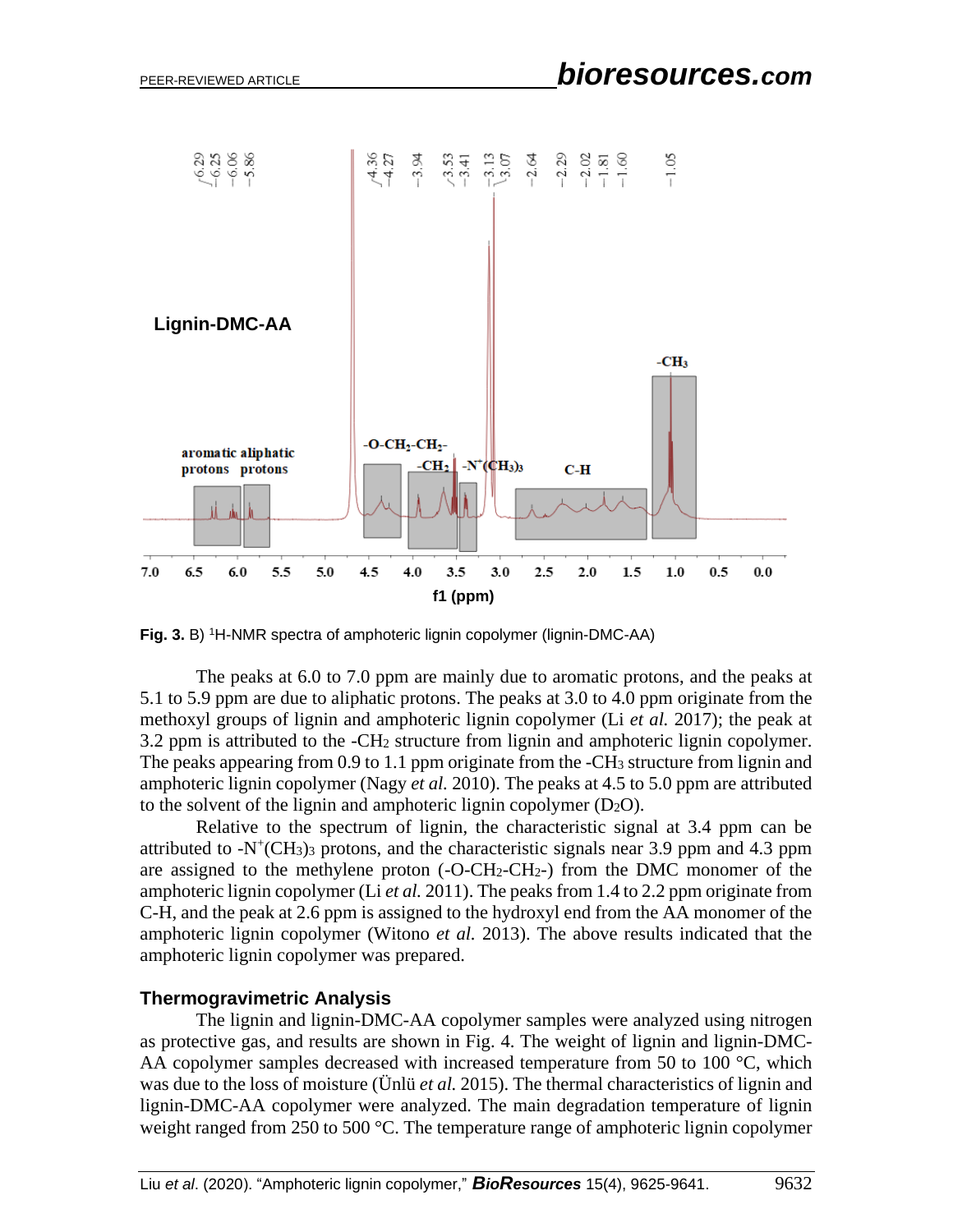**Fig. 3.** B) $^1$H-NMR spectra of amphoteric lignin copolymer (lignin-DMC-AA)

The peaks at 6.0 to 7.0 ppm are mainly due to aromatic protons, and the peaks at 5.1 to 5.9 ppm are due to aliphatic protons. The peaks at 3.0 to 4.0 ppm originate from the methoxyl groups of lignin and amphoteric lignin copolymer (Li *et al.* 2017); the peak at 3.2 ppm is attributed to the $-CH_2$ structure from lignin and amphoteric lignin copolymer. The peaks appearing from 0.9 to 1.1 ppm originate from the $-CH_3$ structure from lignin and amphoteric lignin copolymer (Nagy *et al.* 2010). The peaks at 4.5 to 5.0 ppm are attributed to the solvent of the lignin and amphoteric lignin copolymer ($D_2O$).

Relative to the spectrum of lignin, the characteristic signal at 3.4 ppm can be attributed to $-N^+(CH_3)_3$ protons, and the characteristic signals near 3.9 ppm and 4.3 ppm are assigned to the methylene proton ($-O-CH_2-CH_2-$) from the DMC monomer of the amphoteric lignin copolymer (Li *et al.* 2011). The peaks from 1.4 to 2.2 ppm originate from C-H, and the peak at 2.6 ppm is assigned to the hydroxyl end from the AA monomer of the amphoteric lignin copolymer (Witono *et al.* 2013). The above results indicated that the amphoteric lignin copolymer was prepared.

### Thermogravimetric Analysis

The lignin and lignin-DMC-AA copolymer samples were analyzed using nitrogen as protective gas, and results are shown in Fig. 4. The weight of lignin and lignin-DMC-AA copolymer samples decreased with increased temperature from 50 to 100 °C, which was due to the loss of moisture (Ünlü *et al.* 2015). The thermal characteristics of lignin and lignin-DMC-AA copolymer were analyzed. The main degradation temperature of lignin weight ranged from 250 to 500 °C. The temperature range of amphoteric lignin copolymer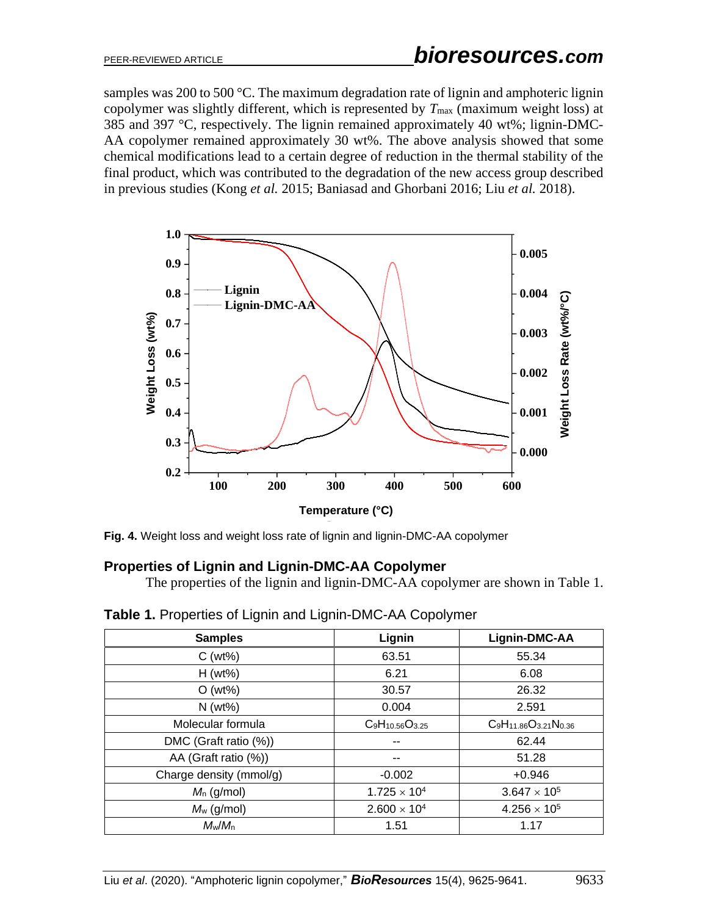samples was 200 to 500 °C. The maximum degradation rate of lignin and amphoteric lignin copolymer was slightly different, which is represented by $T_{max}$ (maximum weight loss) at 385 and 397 °C, respectively. The lignin remained approximately 40 wt%; lignin-DMC-AA copolymer remained approximately 30 wt%. The above analysis showed that some chemical modifications lead to a certain degree of reduction in the thermal stability of the final product, which was contributed to the degradation of the new access group described in previous studies (Kong *et al.* 2015; Baniasad and Ghorbani 2016; Liu *et al.* 2018).

**Fig. 4.** Weight loss and weight loss rate of lignin and lignin-DMC-AA copolymer

## Properties of Lignin and Lignin-DMC-AA Copolymer

The properties of the lignin and lignin-DMC-AA copolymer are shown in Table 1.

**Table 1.** Properties of Lignin and Lignin-DMC-AA Copolymer

| Samples | Lignin | Lignin-DMC-AA |
|---|---|---|
| C (wt%) | 63.51 | 55.34 |
| H (wt%) | 6.21 | 6.08 |
| O (wt%) | 30.57 | 26.32 |
| N (wt%) | 0.004 | 2.591 |
| Molecular formula | $C_9H_{10.56}O_{3.25}$ | $C_9H_{11.86}O_{3.21}N_{0.36}$ |
| DMC (Graft ratio (%)) | -- | 62.44 |
| AA (Graft ratio (%)) | -- | 51.28 |
| Charge density (mmol/g) | -0.002 | +0.946 |
| $M_n$ (g/mol) | $1.725 \times 10^4$ | $3.647 \times 10^5$ |
| $M_w$ (g/mol) | $2.600 \times 10^4$ | $4.256 \times 10^5$ |
| $M_w/M_n$ | 1.51 | 1.17 |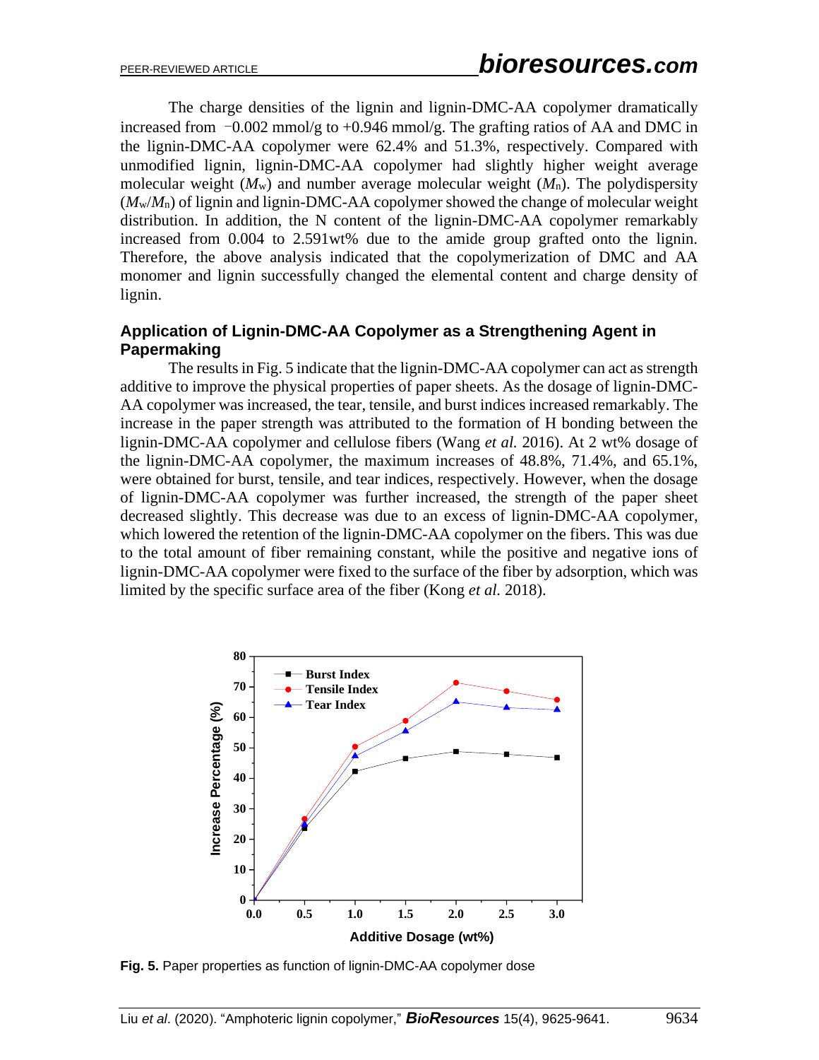The charge densities of the lignin and lignin-DMC-AA copolymer dramatically increased from −0.002 mmol/g to +0.946 mmol/g. The grafting ratios of AA and DMC in the lignin-DMC-AA copolymer were 62.4% and 51.3%, respectively. Compared with unmodified lignin, lignin-DMC-AA copolymer had slightly higher weight average molecular weight ($M_w$) and number average molecular weight ($M_n$). The polydispersity ($M_w/M_n$) of lignin and lignin-DMC-AA copolymer showed the change of molecular weight distribution. In addition, the N content of the lignin-DMC-AA copolymer remarkably increased from 0.004 to 2.591wt% due to the amide group grafted onto the lignin. Therefore, the above analysis indicated that the copolymerization of DMC and AA monomer and lignin successfully changed the elemental content and charge density of lignin.

### Application of Lignin-DMC-AA Copolymer as a Strengthening Agent in Papermaking

The results in Fig. 5 indicate that the lignin-DMC-AA copolymer can act as strength additive to improve the physical properties of paper sheets. As the dosage of lignin-DMC-AA copolymer was increased, the tear, tensile, and burst indices increased remarkably. The increase in the paper strength was attributed to the formation of H bonding between the lignin-DMC-AA copolymer and cellulose fibers (Wang *et al.* 2016). At 2 wt% dosage of the lignin-DMC-AA copolymer, the maximum increases of 48.8%, 71.4%, and 65.1%, were obtained for burst, tensile, and tear indices, respectively. However, when the dosage of lignin-DMC-AA copolymer was further increased, the strength of the paper sheet decreased slightly. This decrease was due to an excess of lignin-DMC-AA copolymer, which lowered the retention of the lignin-DMC-AA copolymer on the fibers. This was due to the total amount of fiber remaining constant, while the positive and negative ions of lignin-DMC-AA copolymer were fixed to the surface of the fiber by adsorption, which was limited by the specific surface area of the fiber (Kong *et al.* 2018).

**Fig. 5.** Paper properties as function of lignin-DMC-AA copolymer dose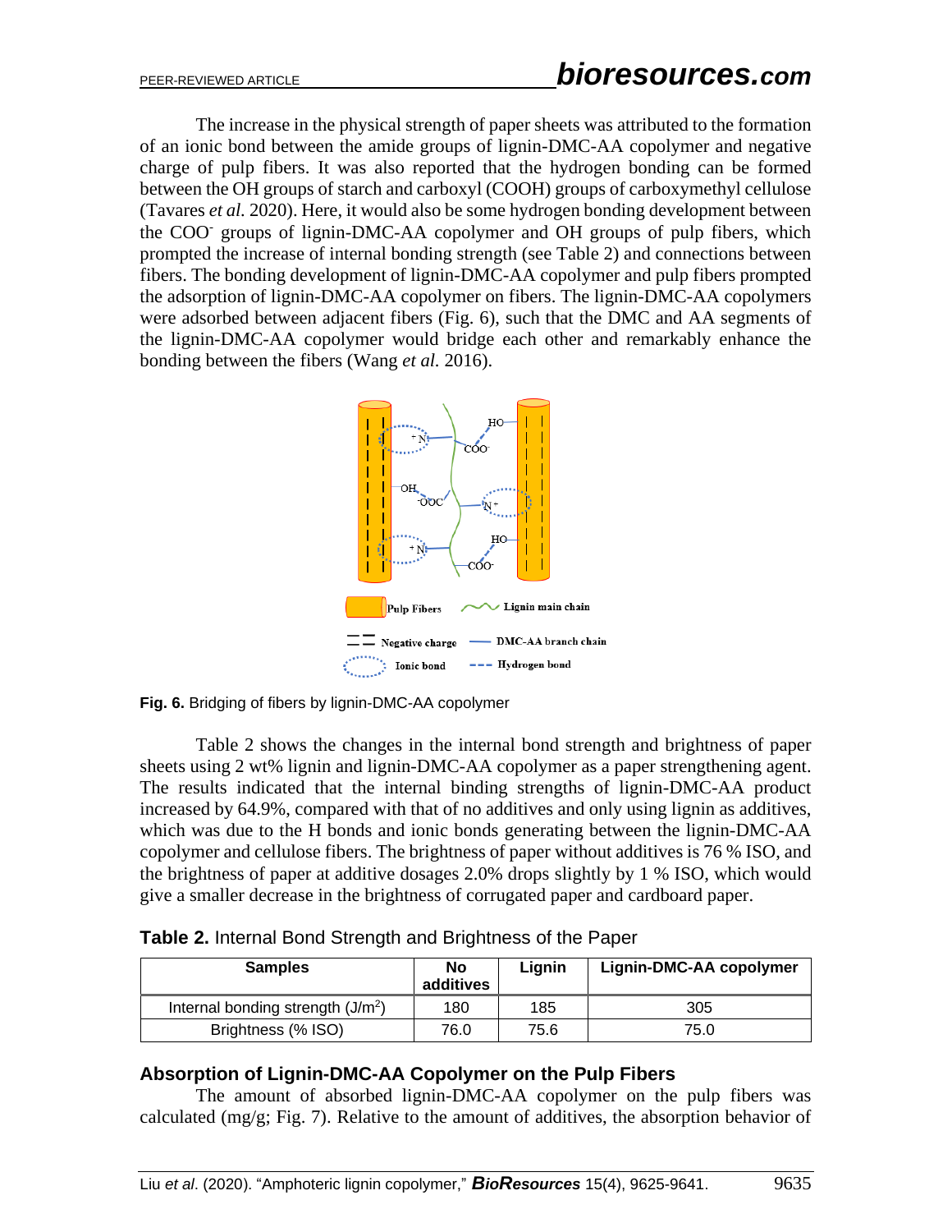The increase in the physical strength of paper sheets was attributed to the formation of an ionic bond between the amide groups of lignin-DMC-AA copolymer and negative charge of pulp fibers. It was also reported that the hydrogen bonding can be formed between the OH groups of starch and carboxyl (COOH) groups of carboxymethyl cellulose (Tavares *et al.* 2020). Here, it would also be some hydrogen bonding development between the $COO^-$ groups of lignin-DMC-AA copolymer and OH groups of pulp fibers, which prompted the increase of internal bonding strength (see Table 2) and connections between fibers. The bonding development of lignin-DMC-AA copolymer and pulp fibers prompted the adsorption of lignin-DMC-AA copolymer on fibers. The lignin-DMC-AA copolymers were adsorbed between adjacent fibers (Fig. 6), such that the DMC and AA segments of the lignin-DMC-AA copolymer would bridge each other and remarkably enhance the bonding between the fibers (Wang *et al.* 2016).

**Fig. 6.** Bridging of fibers by lignin-DMC-AA copolymer

Table 2 shows the changes in the internal bond strength and brightness of paper sheets using 2 wt% lignin and lignin-DMC-AA copolymer as a paper strengthening agent. The results indicated that the internal binding strengths of lignin-DMC-AA product increased by 64.9%, compared with that of no additives and only using lignin as additives, which was due to the H bonds and ionic bonds generating between the lignin-DMC-AA copolymer and cellulose fibers. The brightness of paper without additives is 76 % ISO, and the brightness of paper at additive dosages 2.0% drops slightly by 1 % ISO, which would give a smaller decrease in the brightness of corrugated paper and cardboard paper.

**Table 2.** Internal Bond Strength and Brightness of the Paper

| Samples | No additives | Lignin | Lignin-DMC-AA copolymer |
|---|---|---|---|
| Internal bonding strength ($J/m^2$) | 180 | 185 | 305 |
| Brightness (% ISO) | 76.0 | 75.6 | 75.0 |

### Absorption of Lignin-DMC-AA Copolymer on the Pulp Fibers

The amount of absorbed lignin-DMC-AA copolymer on the pulp fibers was calculated (mg/g; Fig. 7). Relative to the amount of additives, the absorption behavior of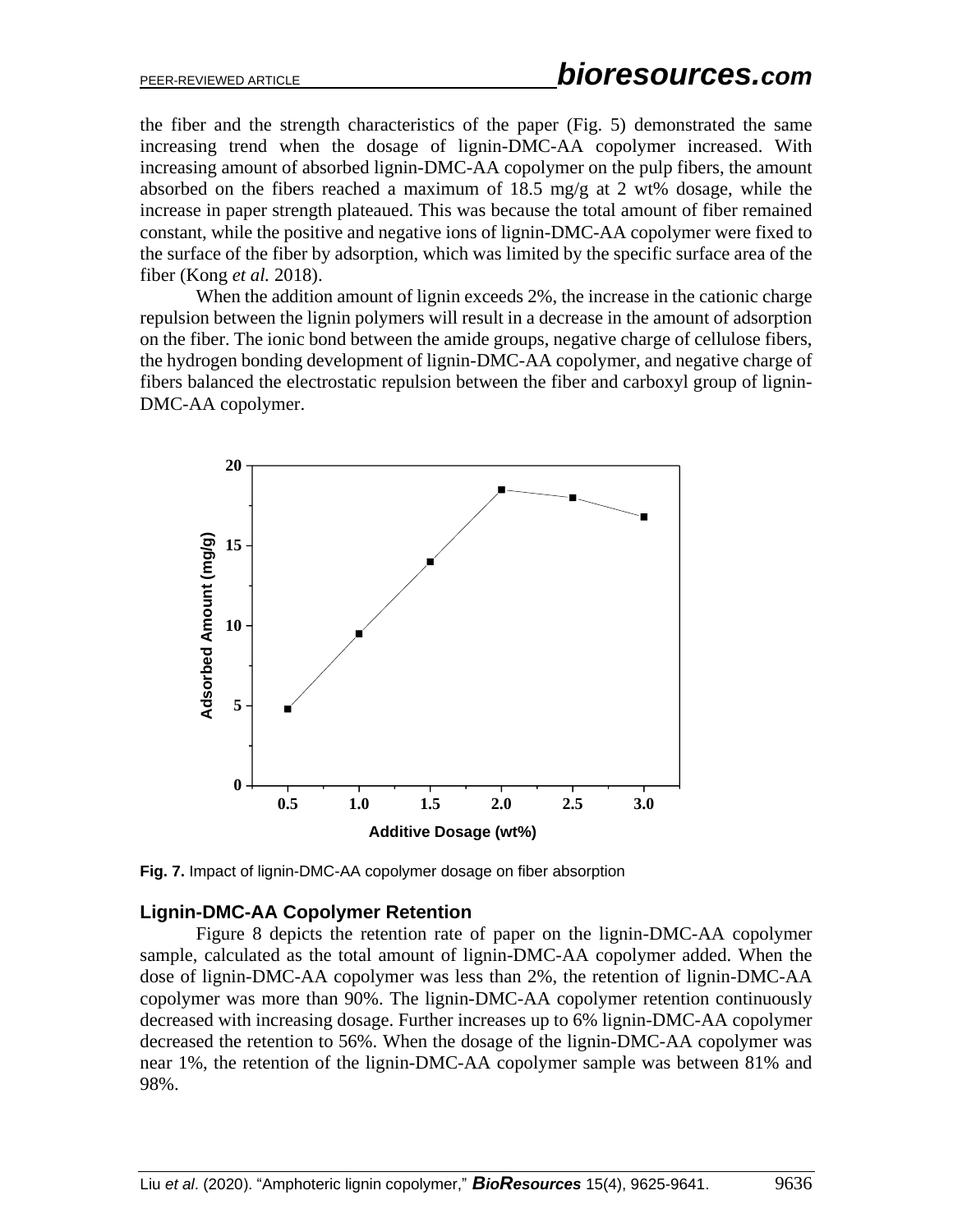the fiber and the strength characteristics of the paper (Fig. 5) demonstrated the same increasing trend when the dosage of lignin-DMC-AA copolymer increased. With increasing amount of absorbed lignin-DMC-AA copolymer on the pulp fibers, the amount absorbed on the fibers reached a maximum of 18.5 mg/g at 2 wt% dosage, while the increase in paper strength plateaued. This was because the total amount of fiber remained constant, while the positive and negative ions of lignin-DMC-AA copolymer were fixed to the surface of the fiber by adsorption, which was limited by the specific surface area of the fiber (Kong *et al.* 2018).

When the addition amount of lignin exceeds 2%, the increase in the cationic charge repulsion between the lignin polymers will result in a decrease in the amount of adsorption on the fiber. The ionic bond between the amide groups, negative charge of cellulose fibers, the hydrogen bonding development of lignin-DMC-AA copolymer, and negative charge of fibers balanced the electrostatic repulsion between the fiber and carboxyl group of lignin-DMC-AA copolymer.

**Fig. 7.** Impact of lignin-DMC-AA copolymer dosage on fiber absorption

## Lignin-DMC-AA Copolymer Retention

Figure 8 depicts the retention rate of paper on the lignin-DMC-AA copolymer sample, calculated as the total amount of lignin-DMC-AA copolymer added. When the dose of lignin-DMC-AA copolymer was less than 2%, the retention of lignin-DMC-AA copolymer was more than 90%. The lignin-DMC-AA copolymer retention continuously decreased with increasing dosage. Further increases up to 6% lignin-DMC-AA copolymer decreased the retention to 56%. When the dosage of the lignin-DMC-AA copolymer was near 1%, the retention of the lignin-DMC-AA copolymer sample was between 81% and 98%.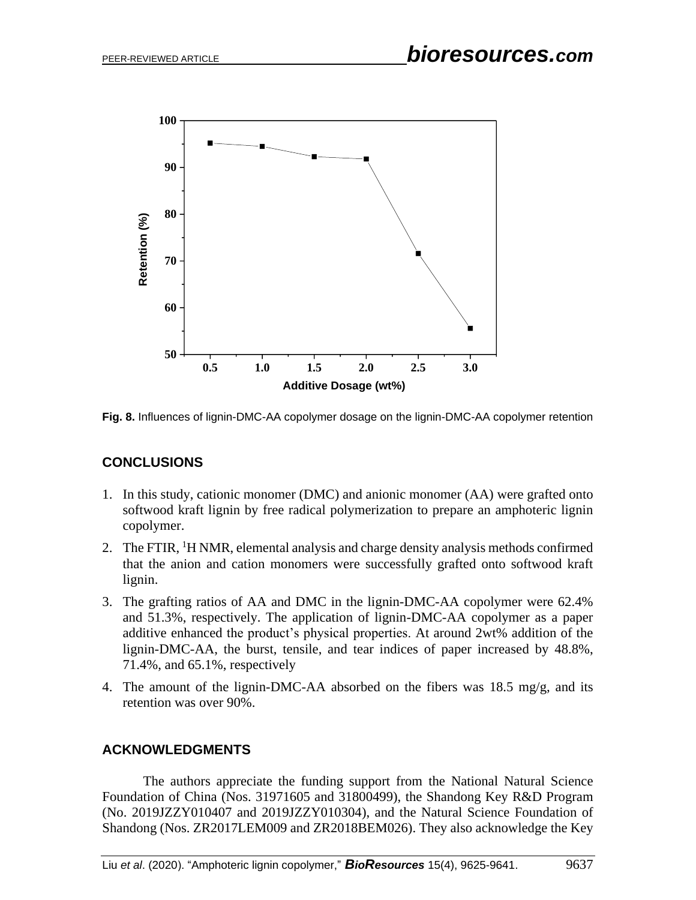Fig. 8. Influences of lignin-DMC-AA copolymer dosage on the lignin-DMC-AA copolymer retention

## CONCLUSIONS

1. In this study, cationic monomer (DMC) and anionic monomer (AA) were grafted onto softwood kraft lignin by free radical polymerization to prepare an amphoteric lignin copolymer.
2. The FTIR, $^{1}$H NMR, elemental analysis and charge density analysis methods confirmed that the anion and cation monomers were successfully grafted onto softwood kraft lignin.
3. The grafting ratios of AA and DMC in the lignin-DMC-AA copolymer were 62.4% and 51.3%, respectively. The application of lignin-DMC-AA copolymer as a paper additive enhanced the product's physical properties. At around 2wt% addition of the lignin-DMC-AA, the burst, tensile, and tear indices of paper increased by 48.8%, 71.4%, and 65.1%, respectively
4. The amount of the lignin-DMC-AA absorbed on the fibers was 18.5 mg/g, and its retention was over 90%.

## ACKNOWLEDGMENTS

The authors appreciate the funding support from the National Natural Science Foundation of China (Nos. 31971605 and 31800499), the Shandong Key R&D Program (No. 2019JZZY010407 and 2019JZZY010304), and the Natural Science Foundation of Shandong (Nos. ZR2017LEM009 and ZR2018BEM026). They also acknowledge the Key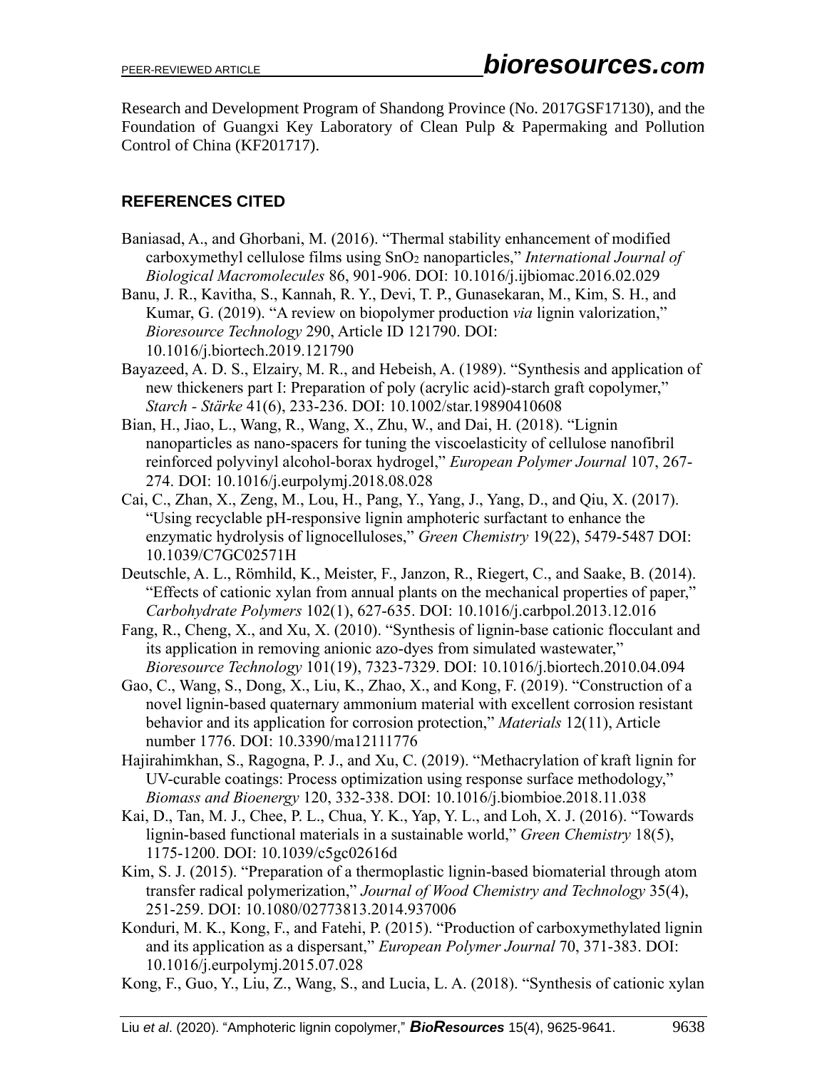Research and Development Program of Shandong Province (No. 2017GSF17130), and the Foundation of Guangxi Key Laboratory of Clean Pulp & Papermaking and Pollution Control of China (KF201717).

## REFERENCES CITED

Baniasad, A., and Ghorbani, M. (2016). "Thermal stability enhancement of modified carboxymethyl cellulose films using $SnO_2$ nanoparticles," *International Journal of Biological Macromolecules* 86, 901-906. DOI: 10.1016/j.ijbiomac.2016.02.029

Banu, J. R., Kavitha, S., Kannah, R. Y., Devi, T. P., Gunasekaran, M., Kim, S. H., and Kumar, G. (2019). "A review on biopolymer production *via* lignin valorization," *Bioresource Technology* 290, Article ID 121790. DOI: 10.1016/j.biortech.2019.121790

Bayazeed, A. D. S., Elzairy, M. R., and Hebeish, A. (1989). "Synthesis and application of new thickeners part I: Preparation of poly (acrylic acid)-starch graft copolymer," *Starch - Stärke* 41(6), 233-236. DOI: 10.1002/star.19890410608

Bian, H., Jiao, L., Wang, R., Wang, X., Zhu, W., and Dai, H. (2018). "Lignin nanoparticles as nano-spacers for tuning the viscoelasticity of cellulose nanofibril reinforced polyvinyl alcohol-borax hydrogel," *European Polymer Journal* 107, 267-274. DOI: 10.1016/j.eurpolymj.2018.08.028

Cai, C., Zhan, X., Zeng, M., Lou, H., Pang, Y., Yang, J., Yang, D., and Qiu, X. (2017). "Using recyclable pH-responsive lignin amphoteric surfactant to enhance the enzymatic hydrolysis of lignocelluloses," *Green Chemistry* 19(22), 5479-5487 DOI: 10.1039/C7GC02571H

Deutschle, A. L., Römhild, K., Meister, F., Janzon, R., Riegert, C., and Saake, B. (2014). "Effects of cationic xylan from annual plants on the mechanical properties of paper," *Carbohydrate Polymers* 102(1), 627-635. DOI: 10.1016/j.carbpol.2013.12.016

Fang, R., Cheng, X., and Xu, X. (2010). "Synthesis of lignin-base cationic flocculant and its application in removing anionic azo-dyes from simulated wastewater," *Bioresource Technology* 101(19), 7323-7329. DOI: 10.1016/j.biortech.2010.04.094

Gao, C., Wang, S., Dong, X., Liu, K., Zhao, X., and Kong, F. (2019). "Construction of a novel lignin-based quaternary ammonium material with excellent corrosion resistant behavior and its application for corrosion protection," *Materials* 12(11), Article number 1776. DOI: 10.3390/ma12111776

Hajirahimkhan, S., Ragogna, P. J., and Xu, C. (2019). "Methacrylation of kraft lignin for UV-curable coatings: Process optimization using response surface methodology," *Biomass and Bioenergy* 120, 332-338. DOI: 10.1016/j.biombioe.2018.11.038

Kai, D., Tan, M. J., Chee, P. L., Chua, Y. K., Yap, Y. L., and Loh, X. J. (2016). "Towards lignin-based functional materials in a sustainable world," *Green Chemistry* 18(5), 1175-1200. DOI: 10.1039/c5gc02616d

Kim, S. J. (2015). "Preparation of a thermoplastic lignin-based biomaterial through atom transfer radical polymerization," *Journal of Wood Chemistry and Technology* 35(4), 251-259. DOI: 10.1080/02773813.2014.937006

Konduri, M. K., Kong, F., and Fatehi, P. (2015). "Production of carboxymethylated lignin and its application as a dispersant," *European Polymer Journal* 70, 371-383. DOI: 10.1016/j.eurpolymj.2015.07.028

Kong, F., Guo, Y., Liu, Z., Wang, S., and Lucia, L. A. (2018). "Synthesis of cationic xylan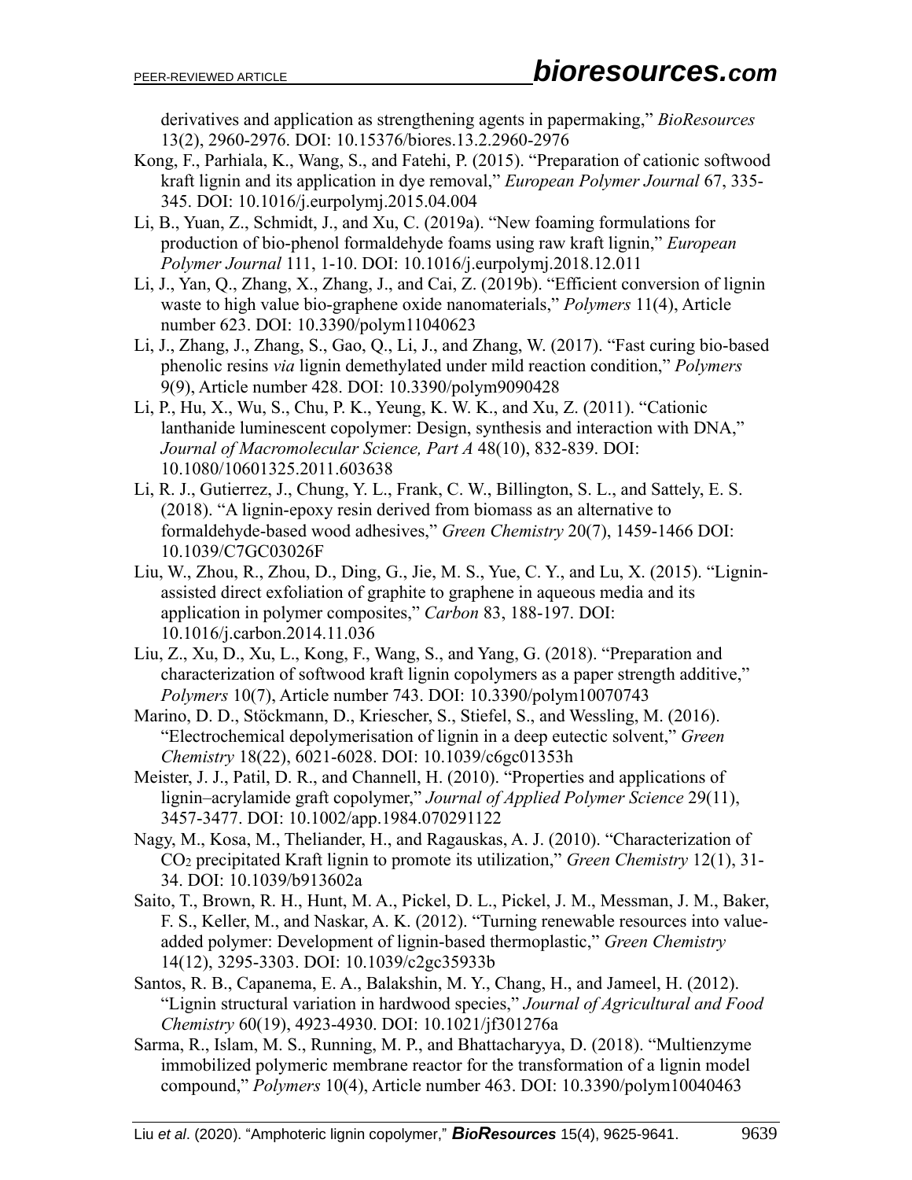derivatives and application as strengthening agents in papermaking," *BioResources* 13(2), 2960-2976. DOI: 10.15376/biores.13.2.2960-2976

Kong, F., Parhiala, K., Wang, S., and Fatehi, P. (2015). "Preparation of cationic softwood kraft lignin and its application in dye removal," *European Polymer Journal* 67, 335-345. DOI: 10.1016/j.eurpolymj.2015.04.004

Li, B., Yuan, Z., Schmidt, J., and Xu, C. (2019a). "New foaming formulations for production of bio-phenol formaldehyde foams using raw kraft lignin," *European Polymer Journal* 111, 1-10. DOI: 10.1016/j.eurpolymj.2018.12.011

Li, J., Yan, Q., Zhang, X., Zhang, J., and Cai, Z. (2019b). "Efficient conversion of lignin waste to high value bio-graphene oxide nanomaterials," *Polymers* 11(4), Article number 623. DOI: 10.3390/polym11040623

Li, J., Zhang, J., Zhang, S., Gao, Q., Li, J., and Zhang, W. (2017). "Fast curing bio-based phenolic resins *via* lignin demethylated under mild reaction condition," *Polymers* 9(9), Article number 428. DOI: 10.3390/polym9090428

Li, P., Hu, X., Wu, S., Chu, P. K., Yeung, K. W. K., and Xu, Z. (2011). "Cationic lanthanide luminescent copolymer: Design, synthesis and interaction with DNA," *Journal of Macromolecular Science, Part A* 48(10), 832-839. DOI: 10.1080/10601325.2011.603638

Li, R. J., Gutierrez, J., Chung, Y. L., Frank, C. W., Billington, S. L., and Sattely, E. S. (2018). "A lignin-epoxy resin derived from biomass as an alternative to formaldehyde-based wood adhesives," *Green Chemistry* 20(7), 1459-1466 DOI: 10.1039/C7GC03026F

Liu, W., Zhou, R., Zhou, D., Ding, G., Jie, M. S., Yue, C. Y., and Lu, X. (2015). "Lignin-assisted direct exfoliation of graphite to graphene in aqueous media and its application in polymer composites," *Carbon* 83, 188-197. DOI: 10.1016/j.carbon.2014.11.036

Liu, Z., Xu, D., Xu, L., Kong, F., Wang, S., and Yang, G. (2018). "Preparation and characterization of softwood kraft lignin copolymers as a paper strength additive," *Polymers* 10(7), Article number 743. DOI: 10.3390/polym10070743

Marino, D. D., Stöckmann, D., Kriescher, S., Stiefel, S., and Wessling, M. (2016). "Electrochemical depolymerisation of lignin in a deep eutectic solvent," *Green Chemistry* 18(22), 6021-6028. DOI: 10.1039/c6gc01353h

Meister, J. J., Patil, D. R., and Channell, H. (2010). "Properties and applications of lignin–acrylamide graft copolymer," *Journal of Applied Polymer Science* 29(11), 3457-3477. DOI: 10.1002/app.1984.070291122

Nagy, M., Kosa, M., Theliander, H., and Ragauskas, A. J. (2010). "Characterization of $CO_2$ precipitated Kraft lignin to promote its utilization," *Green Chemistry* 12(1), 31-34. DOI: 10.1039/b913602a

Saito, T., Brown, R. H., Hunt, M. A., Pickel, D. L., Pickel, J. M., Messman, J. M., Baker, F. S., Keller, M., and Naskar, A. K. (2012). "Turning renewable resources into value-added polymer: Development of lignin-based thermoplastic," *Green Chemistry* 14(12), 3295-3303. DOI: 10.1039/c2gc35933b

Santos, R. B., Capanema, E. A., Balakshin, M. Y., Chang, H., and Jameel, H. (2012). "Lignin structural variation in hardwood species," *Journal of Agricultural and Food Chemistry* 60(19), 4923-4930. DOI: 10.1021/jf301276a

Sarma, R., Islam, M. S., Running, M. P., and Bhattacharyya, D. (2018). "Multienzyme immobilized polymeric membrane reactor for the transformation of a lignin model compound," *Polymers* 10(4), Article number 463. DOI: 10.3390/polym10040463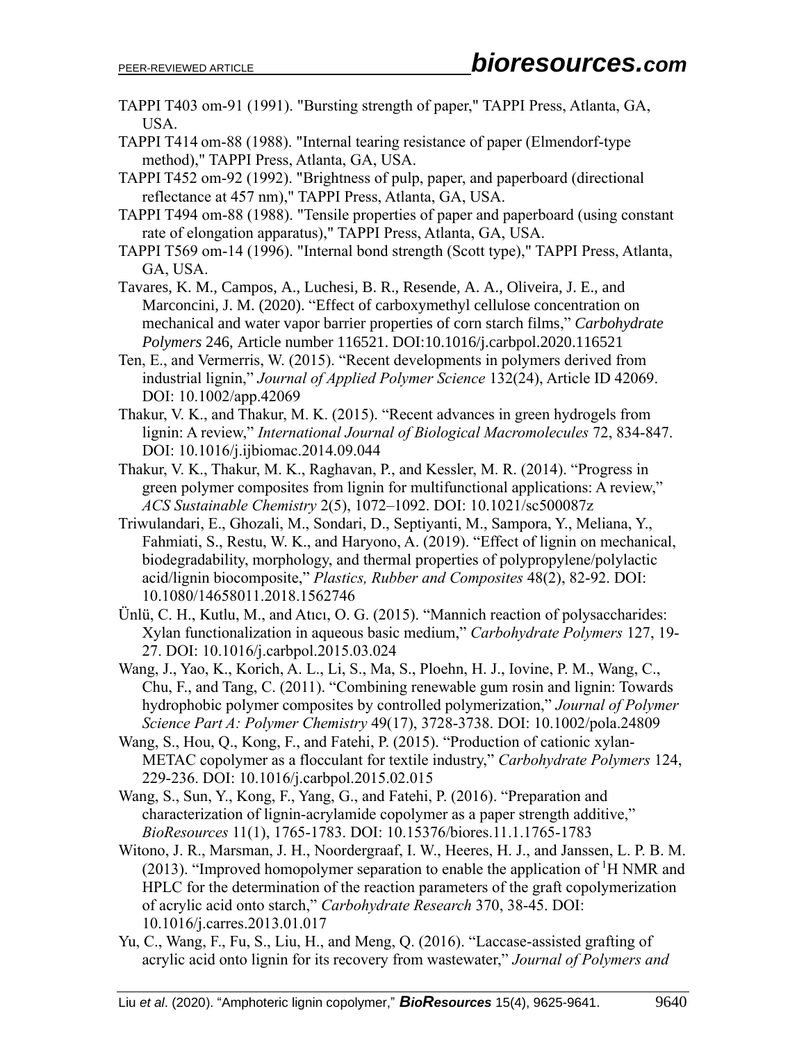TAPPI T403 om-91 (1991). "Bursting strength of paper," TAPPI Press, Atlanta, GA, USA.

TAPPI T414 om-88 (1988). "Internal tearing resistance of paper (Elmendorf-type method)," TAPPI Press, Atlanta, GA, USA.

TAPPI T452 om-92 (1992). "Brightness of pulp, paper, and paperboard (directional reflectance at 457 nm)," TAPPI Press, Atlanta, GA, USA.

TAPPI T494 om-88 (1988). "Tensile properties of paper and paperboard (using constant rate of elongation apparatus)," TAPPI Press, Atlanta, GA, USA.

TAPPI T569 om-14 (1996). "Internal bond strength (Scott type)," TAPPI Press, Atlanta, GA, USA.

Tavares, K. M., Campos, A., Luchesi, B. R., Resende, A. A., Oliveira, J. E., and Marconcini, J. M. (2020). "Effect of carboxymethyl cellulose concentration on mechanical and water vapor barrier properties of corn starch films," *Carbohydrate Polymers* 246, Article number 116521. DOI:10.1016/j.carbpol.2020.116521

Ten, E., and Vermerris, W. (2015). "Recent developments in polymers derived from industrial lignin," *Journal of Applied Polymer Science* 132(24), Article ID 42069. DOI: 10.1002/app.42069

Thakur, V. K., and Thakur, M. K. (2015). "Recent advances in green hydrogels from lignin: A review," *International Journal of Biological Macromolecules* 72, 834-847. DOI: 10.1016/j.ijbiomac.2014.09.044

Thakur, V. K., Thakur, M. K., Raghavan, P., and Kessler, M. R. (2014). "Progress in green polymer composites from lignin for multifunctional applications: A review," *ACS Sustainable Chemistry* 2(5), 1072–1092. DOI: 10.1021/sc500087z

Triwulandari, E., Ghozali, M., Sondari, D., Septiyanti, M., Sampora, Y., Meliana, Y., Fahmiati, S., Restu, W. K., and Haryono, A. (2019). "Effect of lignin on mechanical, biodegradability, morphology, and thermal properties of polypropylene/polylactic acid/lignin biocomposite," *Plastics, Rubber and Composites* 48(2), 82-92. DOI: 10.1080/14658011.2018.1562746

Ünlü, C. H., Kutlu, M., and Atıcı, O. G. (2015). "Mannich reaction of polysaccharides: Xylan functionalization in aqueous basic medium," *Carbohydrate Polymers* 127, 19-27. DOI: 10.1016/j.carbpol.2015.03.024

Wang, J., Yao, K., Korich, A. L., Li, S., Ma, S., Ploehn, H. J., Iovine, P. M., Wang, C., Chu, F., and Tang, C. (2011). "Combining renewable gum rosin and lignin: Towards hydrophobic polymer composites by controlled polymerization," *Journal of Polymer Science Part A: Polymer Chemistry* 49(17), 3728-3738. DOI: 10.1002/pola.24809

Wang, S., Hou, Q., Kong, F., and Fatehi, P. (2015). "Production of cationic xylan-METAC copolymer as a flocculant for textile industry," *Carbohydrate Polymers* 124, 229-236. DOI: 10.1016/j.carbpol.2015.02.015

Wang, S., Sun, Y., Kong, F., Yang, G., and Fatehi, P. (2016). "Preparation and characterization of lignin-acrylamide copolymer as a paper strength additive," *BioResources* 11(1), 1765-1783. DOI: 10.15376/biores.11.1.1765-1783

Witono, J. R., Marsman, J. H., Noordergraaf, I. W., Heeres, H. J., and Janssen, L. P. B. M. (2013). "Improved homopolymer separation to enable the application of $^{1}$H NMR and HPLC for the determination of the reaction parameters of the graft copolymerization of acrylic acid onto starch," *Carbohydrate Research* 370, 38-45. DOI: 10.1016/j.carres.2013.01.017

Yu, C., Wang, F., Fu, S., Liu, H., and Meng, Q. (2016). "Laccase-assisted grafting of acrylic acid onto lignin for its recovery from wastewater," *Journal of Polymers and*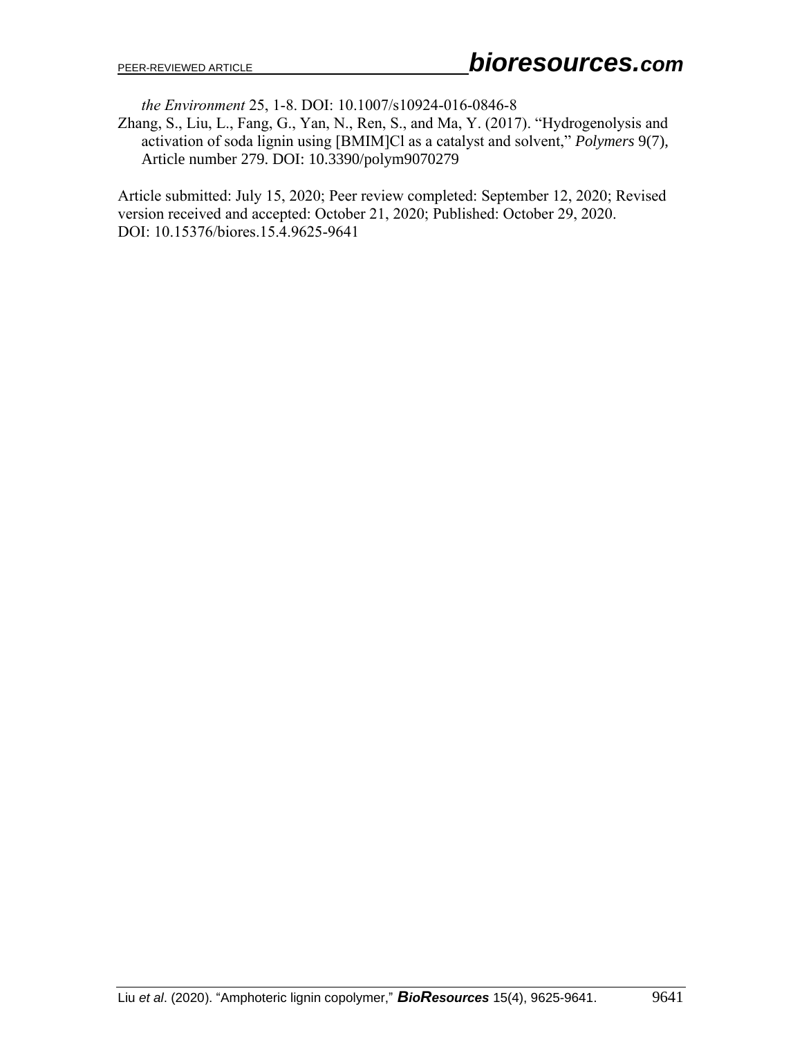*the Environment* 25, 1-8. DOI: 10.1007/s10924-016-0846-8

Zhang, S., Liu, L., Fang, G., Yan, N., Ren, S., and Ma, Y. (2017). "Hydrogenolysis and activation of soda lignin using [BMIM]Cl as a catalyst and solvent," *Polymers* 9(7), Article number 279. DOI: 10.3390/polym9070279

Article submitted: July 15, 2020; Peer review completed: September 12, 2020; Revised version received and accepted: October 21, 2020; Published: October 29, 2020.
DOI: 10.15376/biores.15.4.9625-9641